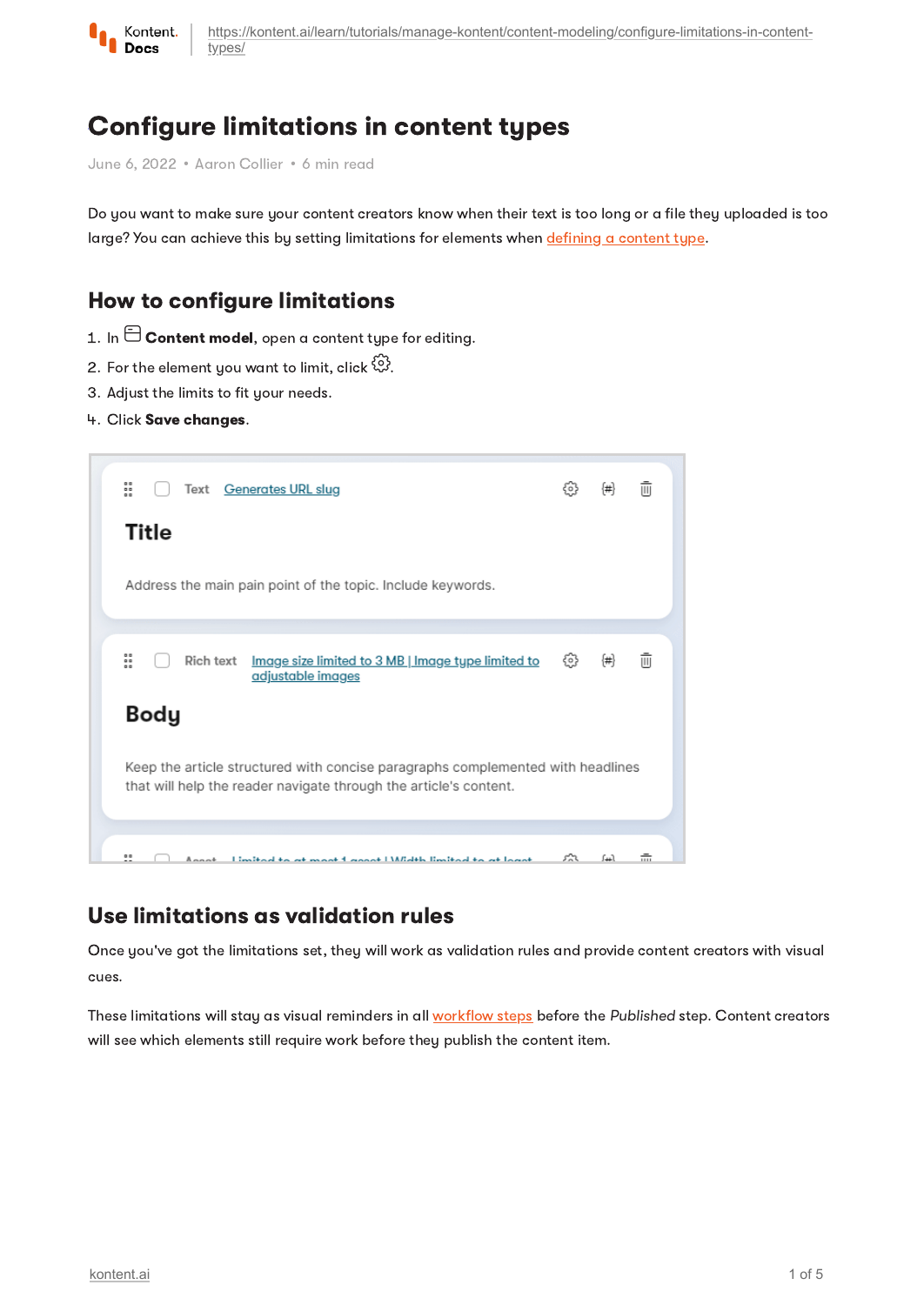# Configure limitations in content types

June 6, 2022 • Aaron Collier • 6 min read

Do you want to make sure your content creators know when their text is too long or a file they uploaded is too large? You can achieve this by setting limitations for elements when defining a content type.

## How to configure limitations

1. In **Content model**, open a content type for editing.
2. For the element you want to limit, click .
3. Adjust the limits to fit your needs.
4. Click **Save changes**.

## Use limitations as validation rules

Once you've got the limitations set, they will work as validation rules and provide content creators with visual cues.

These limitations will stay as visual reminders in all workflow steps before the *Published* step. Content creators will see which elements still require work before they publish the content item.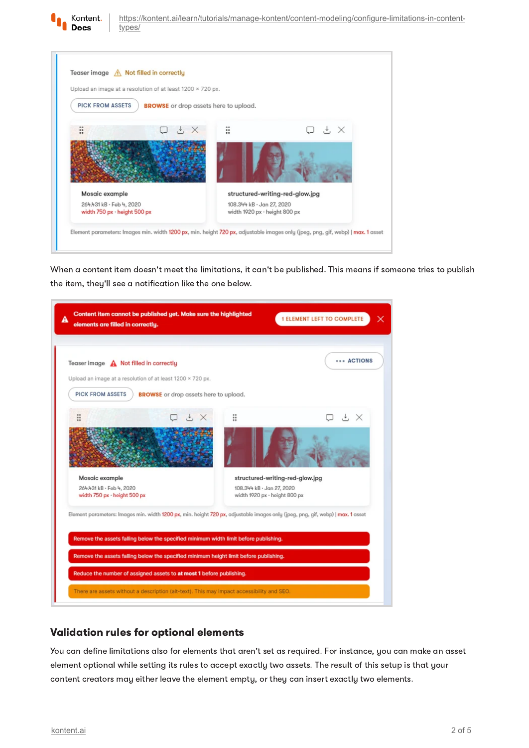When a content item doesn't meet the limitations, it can't be published. This means if someone tries to publish the item, they'll see a notification like the one below.

## Validation rules for optional elements

You can define limitations also for elements that aren't set as required. For instance, you can make an asset element optional while setting its rules to accept exactly two assets. The result of this setup is that your content creators may either leave the element empty, or they can insert exactly two elements.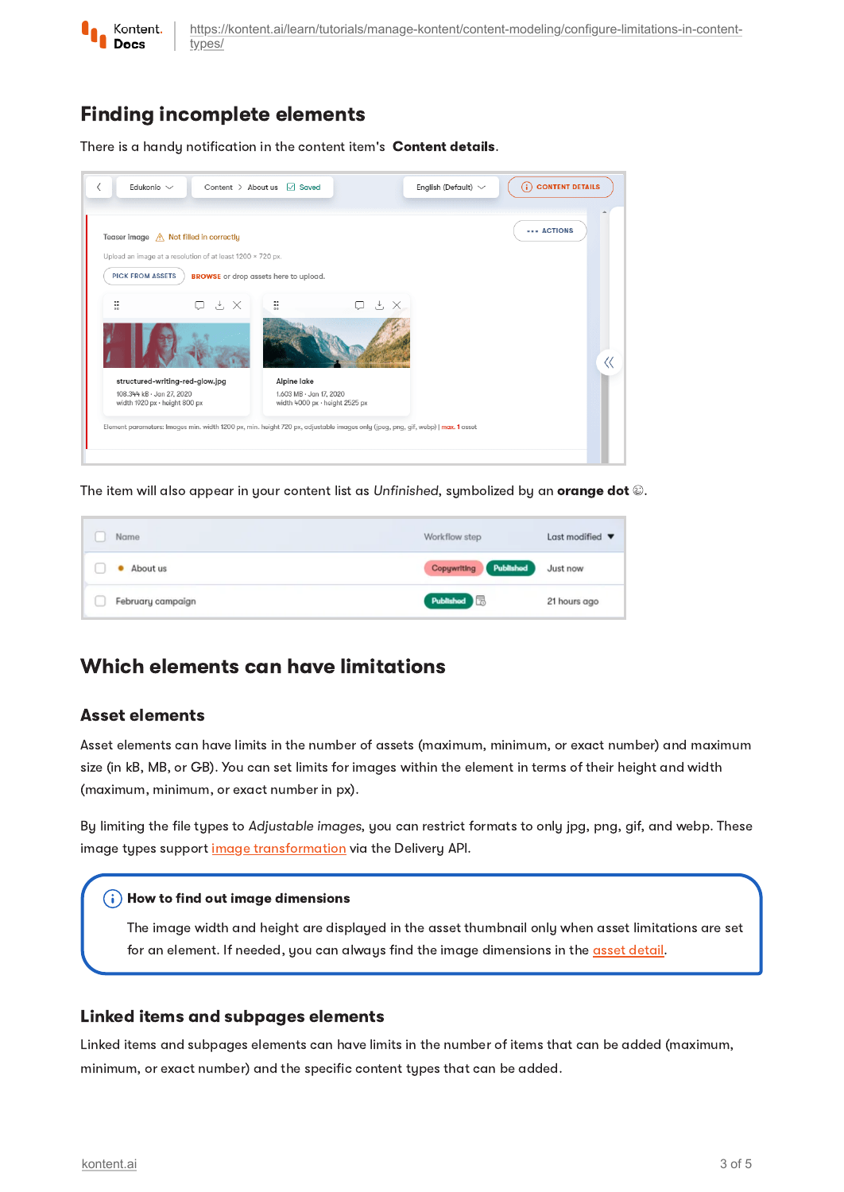## Finding incomplete elements

There is a handy notification in the content item's **Content details**.

The item will also appear in your content list as *Unfinished*, symbolized by an **orange dot** .

## Which elements can have limitations

### Asset elements

Asset elements can have limits in the number of assets (maximum, minimum, or exact number) and maximum size (in kB, MB, or GB). You can set limits for images within the element in terms of their height and width (maximum, minimum, or exact number in px).

By limiting the file types to *Adjustable images*, you can restrict formats to only jpg, png, gif, and webp. These image types support image transformation via the Delivery API.

> **How to find out image dimensions**
>
> The image width and height are displayed in the asset thumbnail only when asset limitations are set for an element. If needed, you can always find the image dimensions in the asset detail.

### Linked items and subpages elements

Linked items and subpages elements can have limits in the number of items that can be added (maximum, minimum, or exact number) and the specific content types that can be added.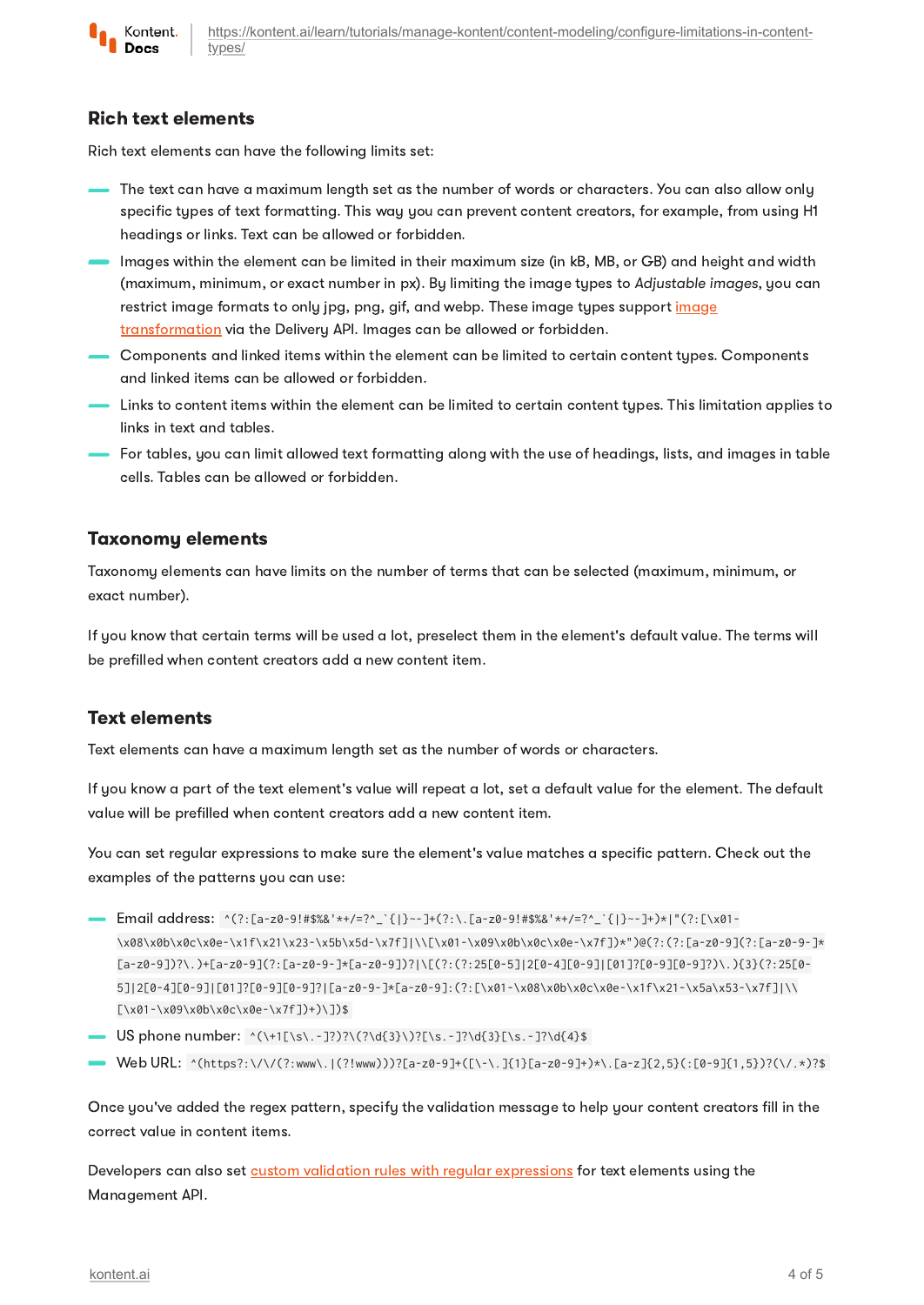## Rich text elements

Rich text elements can have the following limits set:

- The text can have a maximum length set as the number of words or characters. You can also allow only specific types of text formatting. This way you can prevent content creators, for example, from using H1 headings or links. Text can be allowed or forbidden.
- Images within the element can be limited in their maximum size (in kB, MB, or GB) and height and width (maximum, minimum, or exact number in px). By limiting the image types to *Adjustable images*, you can restrict image formats to only jpg, png, gif, and webp. These image types support image transformation via the Delivery API. Images can be allowed or forbidden.
- Components and linked items within the element can be limited to certain content types. Components and linked items can be allowed or forbidden.
- Links to content items within the element can be limited to certain content types. This limitation applies to links in text and tables.
- For tables, you can limit allowed text formatting along with the use of headings, lists, and images in table cells. Tables can be allowed or forbidden.

## Taxonomy elements

Taxonomy elements can have limits on the number of terms that can be selected (maximum, minimum, or exact number).

If you know that certain terms will be used a lot, preselect them in the element's default value. The terms will be prefilled when content creators add a new content item.

## Text elements

Text elements can have a maximum length set as the number of words or characters.

If you know a part of the text element's value will repeat a lot, set a default value for the element. The default value will be prefilled when content creators add a new content item.

You can set regular expressions to make sure the element's value matches a specific pattern. Check out the examples of the patterns you can use:

- Email address: `^(?:[a-z0-9!#$%&'*+/=?^_`{|}~-]+(?:\.[a-z0-9!#$%&'*+/=?^_`{|}~-]+)*|"(?:[\x01-\x08\x0b\x0c\x0e-\x1f\x21\x23-\x5b\x5d-\x7f]|\\[\x01-\x09\x0b\x0c\x0e-\x7f])*")@(?:(?:[a-z0-9](?:[a-z0-9-]*[a-z0-9])?\.)+[a-z0-9](?:[a-z0-9-]*[a-z0-9])?|\[(?:(?:25[0-5]|2[0-4][0-9]|[01]?[0-9][0-9]?)\.){3}(?:25[0-5]|2[0-4][0-9]|[01]?[0-9][0-9]?|[a-z0-9-]*[a-z0-9]:(?:[\x01-\x08\x0b\x0c\x0e-\x1f\x21-\x5a\x53-\x7f]|\\[\x01-\x09\x0b\x0c\x0e-\x7f])+)\])$`
- US phone number: `^(\+1[\s\.-]?)?\(?\d{3}\)?[\s.-]?\d{3}[\s.-]?\d{4}$`
- Web URL: `^(https?:\/\/(?:www\.|(?!www)))?[a-z0-9]+([\-\.]{1}[a-z0-9]+)*\.[a-z]{2,5}(:[0-9]{1,5})?(\/.*)?$`

Once you've added the regex pattern, specify the validation message to help your content creators fill in the correct value in content items.

Developers can also set custom validation rules with regular expressions for text elements using the Management API.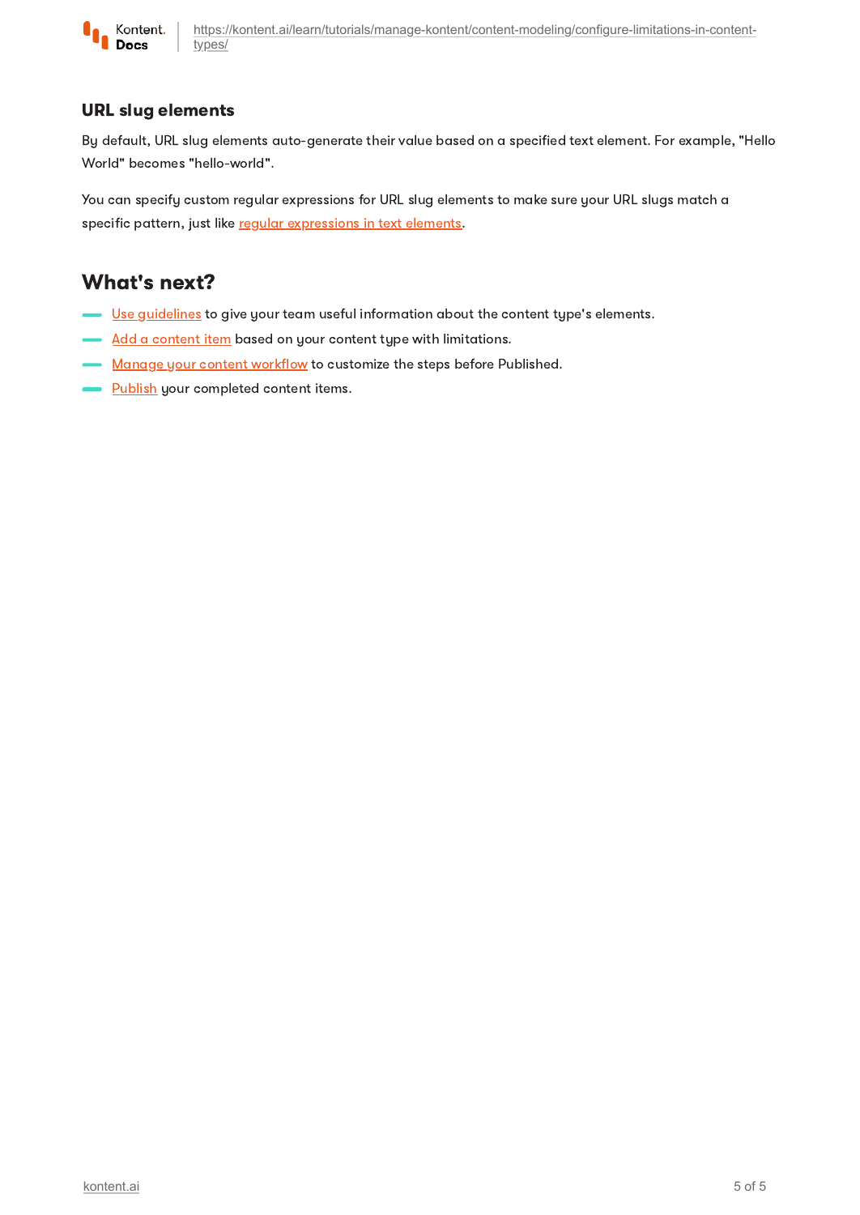### URL slug elements

By default, URL slug elements auto-generate their value based on a specified text element. For example, "Hello World" becomes "hello-world".

You can specify custom regular expressions for URL slug elements to make sure your URL slugs match a specific pattern, just like regular expressions in text elements.

## What's next?

- Use guidelines to give your team useful information about the content type's elements.
- Add a content item based on your content type with limitations.
- Manage your content workflow to customize the steps before Published.
- Publish your completed content items.